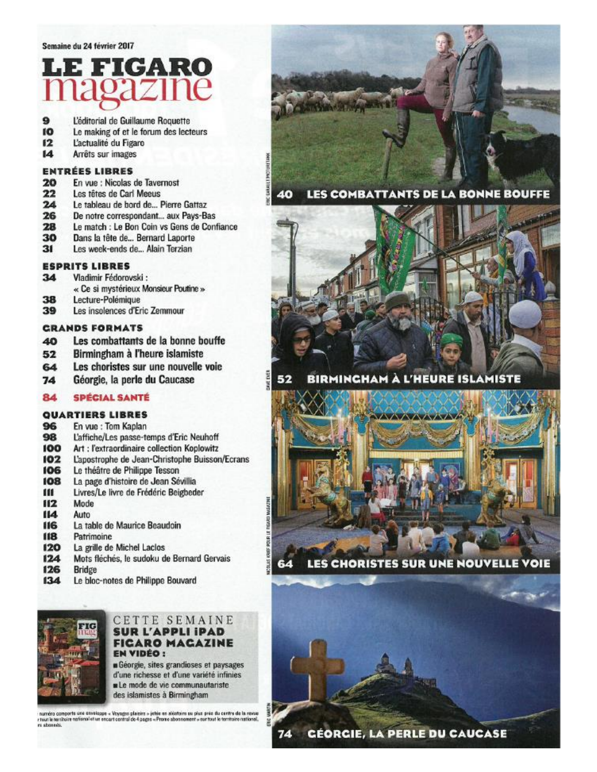Semaine du 24 février 2017

# LE FIGARO magazine

- 9 L'éditorial de Guillaume Roquette
- 10 Le making of et le forum des lecteurs
- 12 L'actualité du Figaro
- 14 Arrêts sur images

## ENTRÉES LIBRES

- 20 En vue : Nicolas de Tavernost
- 22 Les têtes de Carl Meeus
- 24 Le tableau de bord de... Pierre Gattaz
- 26 De notre correspondant... aux Pays-Bas
- 28 Le match : Le Bon Coin vs Gens de Confiance
- 30 Dans la tête de... Bernard Laporte
- 31 Les week-ends de... Alain Terzian

## ESPRITS LIBRES

- 34 Vladimir Fédorovski : « Ce si mystérieux Monsieur Poutine »
- 38 Lecture-Polémique
- 39 Les insolences d'Eric Zemmour

## GRANDS FORMATS

- **40 Les combattants de la bonne bouffe**
- **52 Birmingham à l'heure islamiste**
- **64 Les choristes sur une nouvelle voie**
- **74 Géorgie, la perle du Caucase**

## 84 SPÉCIAL SANTÉ

## QUARTIERS LIBRES

- 96 En vue : Tom Kaplan
- 98 L'affiche/Les passe-temps d'Eric Neuhoff
- 100 Art : l'extraordinaire collection Koplowitz
- 102 L'apostrophe de Jean-Christophe Buisson/Ecrans
- 106 Le théâtre de Philippe Tesson
- 108 La page d'histoire de Jean Sévillia
- 111 Livres/Le livre de Frédéric Beigbeder
- 112 Mode
- 114 Auto
- 116 La table de Maurice Beaudoin
- 118 Patrimoine
- 120 La grille de Michel Laclos
- 124 Mots fléchés, le sudoku de Bernard Gervais
- 126 Bridge
- 134 Le bloc-notes de Philippe Bouvard

### CETTE SEMAINE SUR L'APPLI iPAD FIGARO MAGAZINE

**EN VIDÉO :**

- Géorgie, sites grandioses et paysages d'une richesse et d'une variété infinies
- Le mode de vie communautariste des islamistes à Birmingham

numéro comporte une enveloppe « Voyages plaisirs » jetée en aléatoire au plus près du centre de la revue sur tout le territoire national et un encart central de 4 pages « Promo abonnement » sur tout le territoire national, abonnés.

**40 LES COMBATTANTS DE LA BONNE BOUFFE**

**52 BIRMINGHAM À L'HEURE ISLAMISTE**

**64 LES CHORISTES SUR UNE NOUVELLE VOIE**

**74 GÉORGIE, LA PERLE DU CAUCASE**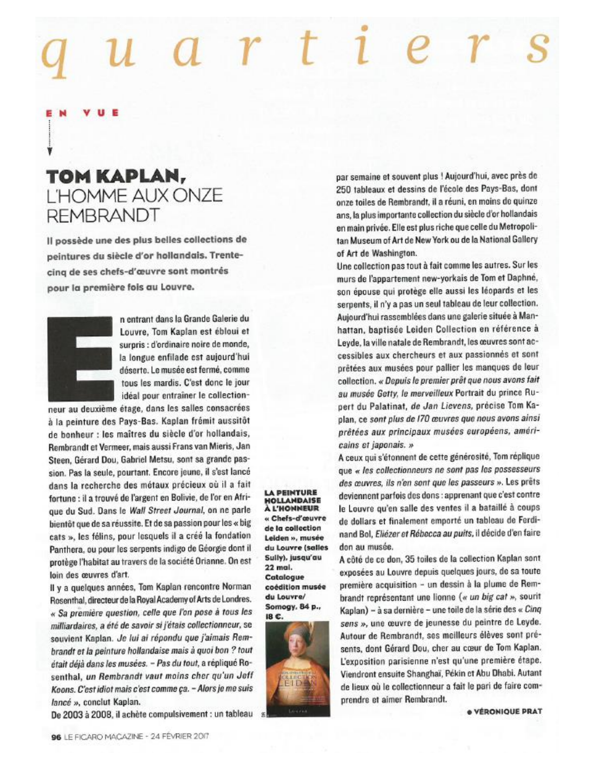# quartiers

EN VUE

## TOM KAPLAN, L'HOMME AUX ONZE REMBRANDT

**Il possède une des plus belles collections de peintures du siècle d'or hollandais. Trente-cinq de ses chefs-d'œuvre sont montrés pour la première fois au Louvre.**

En entrant dans la Grande Galerie du Louvre, Tom Kaplan est ébloui et surpris : d'ordinaire noire de monde, la longue enfilade est aujourd'hui déserte. Le musée est fermé, comme tous les mardis. C'est donc le jour idéal pour entraîner le collectionneur au deuxième étage, dans les salles consacrées à la peinture des Pays-Bas. Kaplan frémit aussitôt de bonheur : les maîtres du siècle d'or hollandais, Rembrandt et Vermeer, mais aussi Frans van Mieris, Jan Steen, Gérard Dou, Gabriel Metsu, sont sa grande passion. Pas la seule, pourtant. Encore jeune, il s'est lancé dans la recherche des métaux précieux où il a fait fortune : il a trouvé de l'argent en Bolivie, de l'or en Afrique du Sud. Dans le *Wall Street Journal*, on ne parle bientôt que de sa réussite. Et de sa passion pour les « big cats », les félins, pour lesquels il a créé la fondation Panthera, ou pour les serpents indigo de Géorgie dont il protège l'habitat au travers de la société Orianne. On est loin des œuvres d'art.

Il y a quelques années, Tom Kaplan rencontre Norman Rosenthal, directeur de la Royal Academy of Arts de Londres. *« Sa première question, celle que l'on pose à tous les milliardaires, a été de savoir si j'étais collectionneur,* se souvient Kaplan. *Je lui ai répondu que j'aimais Rembrandt et la peinture hollandaise mais à quoi bon ? tout était déjà dans les musées. – Pas du tout,* a répliqué Rosenthal, *un Rembrandt vaut moins cher qu'un Jeff Koons. C'est idiot mais c'est comme ça. – Alors je me suis lancé »,* conclut Kaplan.

De 2003 à 2008, il achète compulsivement : un tableau par semaine et souvent plus ! Aujourd'hui, avec près de 250 tableaux et dessins de l'école des Pays-Bas, dont onze toiles de Rembrandt, il a réuni, en moins de quinze ans, la plus importante collection du siècle d'or hollandais en main privée. Elle est plus riche que celle du Metropolitan Museum of Art de New York ou de la National Gallery of Art de Washington.

Une collection pas tout à fait comme les autres. Sur les murs de l'appartement new-yorkais de Tom et Daphné, son épouse qui protège elle aussi les léopards et les serpents, il n'y a pas un seul tableau de leur collection. Aujourd'hui rassemblées dans une galerie située à Manhattan, baptisée Leiden Collection en référence à Leyde, la ville natale de Rembrandt, les œuvres sont accessibles aux chercheurs et aux passionnés et sont prêtées aux musées pour pallier les manques de leur collection. *« Depuis le premier prêt que nous avons fait au musée Getty, le merveilleux* Portrait du prince Rupert du Palatinat, *de Jan Lievens,* précise Tom Kaplan, *ce sont plus de 170 œuvres que nous avons ainsi prêtées aux principaux musées européens, américains et japonais. »*

A ceux qui s'étonnent de cette générosité, Tom réplique que *« les collectionneurs ne sont pas les possesseurs des œuvres, ils n'en sont que les passeurs ».* Les prêts deviennent parfois des dons : apprenant que c'est contre le Louvre qu'en salle des ventes il a bataillé à coups de dollars et finalement emporté un tableau de Ferdinand Bol, *Eliézer et Rébecca au puits,* il décide d'en faire don au musée.

A côté de ce don, 35 toiles de la collection Kaplan sont exposées au Louvre depuis quelques jours, de sa toute première acquisition – un dessin à la plume de Rembrandt représentant une lionne (*« un big cat »,* sourit Kaplan) – à sa dernière – une toile de la série des *« Cinq sens »,* une œuvre de jeunesse du peintre de Leyde. Autour de Rembrandt, ses meilleurs élèves sont présents, dont Gérard Dou, cher au cœur de Tom Kaplan. L'exposition parisienne n'est qu'une première étape. Viendront ensuite Shanghaï, Pékin et Abu Dhabi. Autant de lieux où le collectionneur a fait le pari de faire comprendre et aimer Rembrandt.

**● VÉRONIQUE PRAT**

**LA PEINTURE HOLLANDAISE À L'HONNEUR**
**« Chefs-d'œuvre de la collection Leiden », musée du Louvre (salles Sully), jusqu'au 22 mai. Catalogue coédition musée du Louvre/ Somogy, 84 p., 18 €.**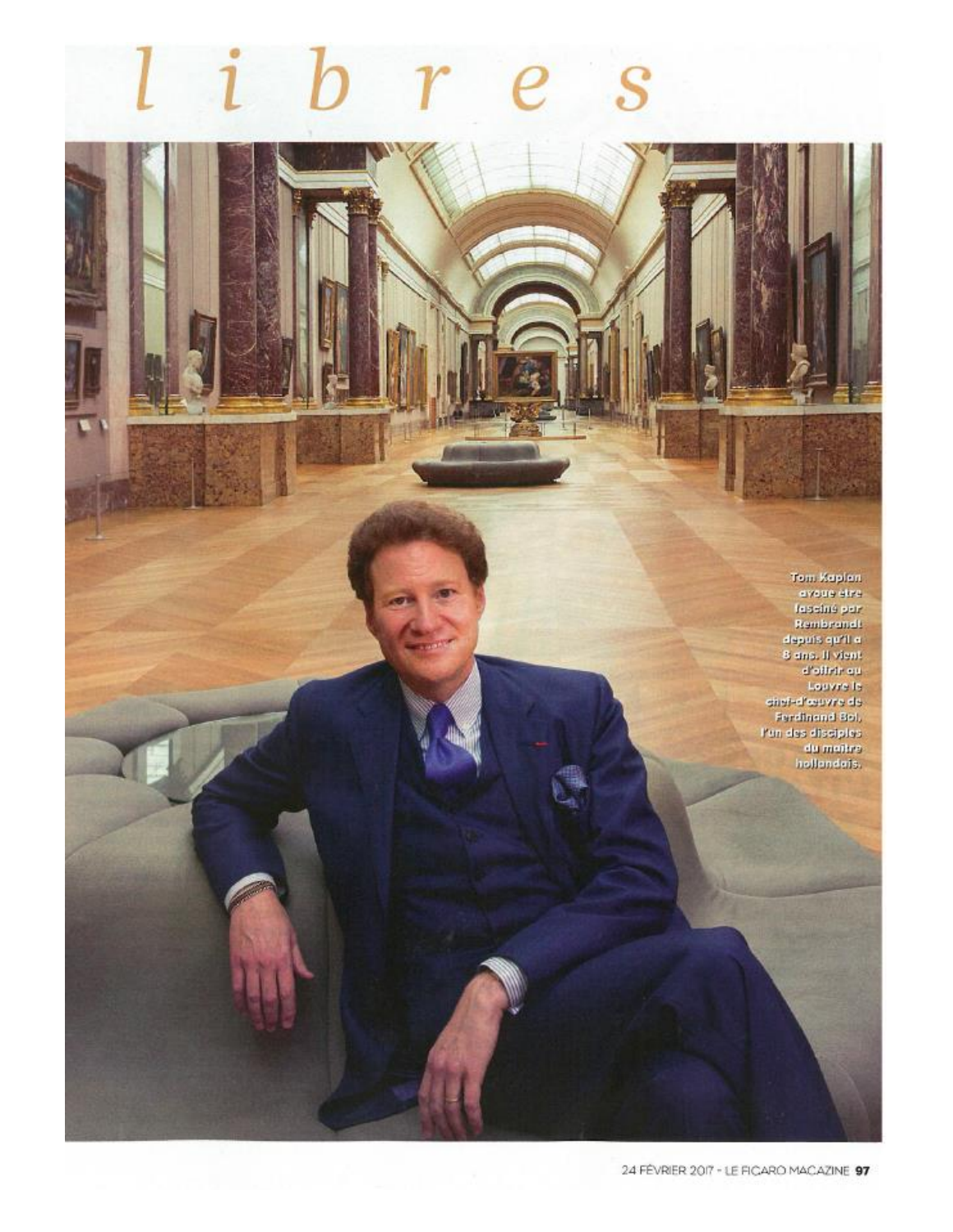# libres

Tom Kaplan avoue être fasciné par Rembrandt depuis qu'il a 8 ans. Il vient d'offrir au Louvre le chef-d'œuvre de Ferdinand Bol, l'un des disciples du maître hollandais.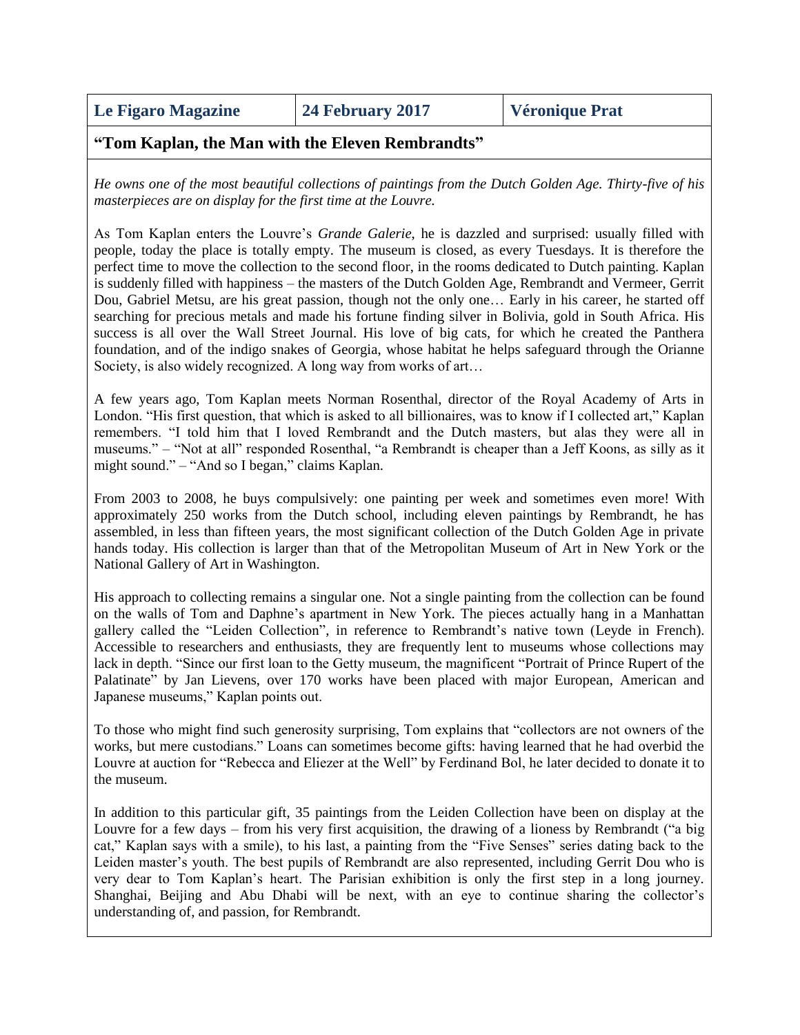| Le Figaro Magazine | 24 February 2017 | Véronique Prat |
| --- | --- | --- |

## "Tom Kaplan, the Man with the Eleven Rembrandts"

*He owns one of the most beautiful collections of paintings from the Dutch Golden Age. Thirty-five of his masterpieces are on display for the first time at the Louvre.*

As Tom Kaplan enters the Louvre's *Grande Galerie*, he is dazzled and surprised: usually filled with people, today the place is totally empty. The museum is closed, as every Tuesdays. It is therefore the perfect time to move the collection to the second floor, in the rooms dedicated to Dutch painting. Kaplan is suddenly filled with happiness – the masters of the Dutch Golden Age, Rembrandt and Vermeer, Gerrit Dou, Gabriel Metsu, are his great passion, though not the only one… Early in his career, he started off searching for precious metals and made his fortune finding silver in Bolivia, gold in South Africa. His success is all over the Wall Street Journal. His love of big cats, for which he created the Panthera foundation, and of the indigo snakes of Georgia, whose habitat he helps safeguard through the Orianne Society, is also widely recognized. A long way from works of art…

A few years ago, Tom Kaplan meets Norman Rosenthal, director of the Royal Academy of Arts in London. "His first question, that which is asked to all billionaires, was to know if I collected art," Kaplan remembers. "I told him that I loved Rembrandt and the Dutch masters, but alas they were all in museums." – "Not at all" responded Rosenthal, "a Rembrandt is cheaper than a Jeff Koons, as silly as it might sound." – "And so I began," claims Kaplan.

From 2003 to 2008, he buys compulsively: one painting per week and sometimes even more! With approximately 250 works from the Dutch school, including eleven paintings by Rembrandt, he has assembled, in less than fifteen years, the most significant collection of the Dutch Golden Age in private hands today. His collection is larger than that of the Metropolitan Museum of Art in New York or the National Gallery of Art in Washington.

His approach to collecting remains a singular one. Not a single painting from the collection can be found on the walls of Tom and Daphne's apartment in New York. The pieces actually hang in a Manhattan gallery called the "Leiden Collection", in reference to Rembrandt's native town (Leyde in French). Accessible to researchers and enthusiasts, they are frequently lent to museums whose collections may lack in depth. "Since our first loan to the Getty museum, the magnificent "Portrait of Prince Rupert of the Palatinate" by Jan Lievens, over 170 works have been placed with major European, American and Japanese museums," Kaplan points out.

To those who might find such generosity surprising, Tom explains that "collectors are not owners of the works, but mere custodians." Loans can sometimes become gifts: having learned that he had overbid the Louvre at auction for "Rebecca and Eliezer at the Well" by Ferdinand Bol, he later decided to donate it to the museum.

In addition to this particular gift, 35 paintings from the Leiden Collection have been on display at the Louvre for a few days – from his very first acquisition, the drawing of a lioness by Rembrandt ("a big cat," Kaplan says with a smile), to his last, a painting from the "Five Senses" series dating back to the Leiden master's youth. The best pupils of Rembrandt are also represented, including Gerrit Dou who is very dear to Tom Kaplan's heart. The Parisian exhibition is only the first step in a long journey. Shanghai, Beijing and Abu Dhabi will be next, with an eye to continue sharing the collector's understanding of, and passion, for Rembrandt.